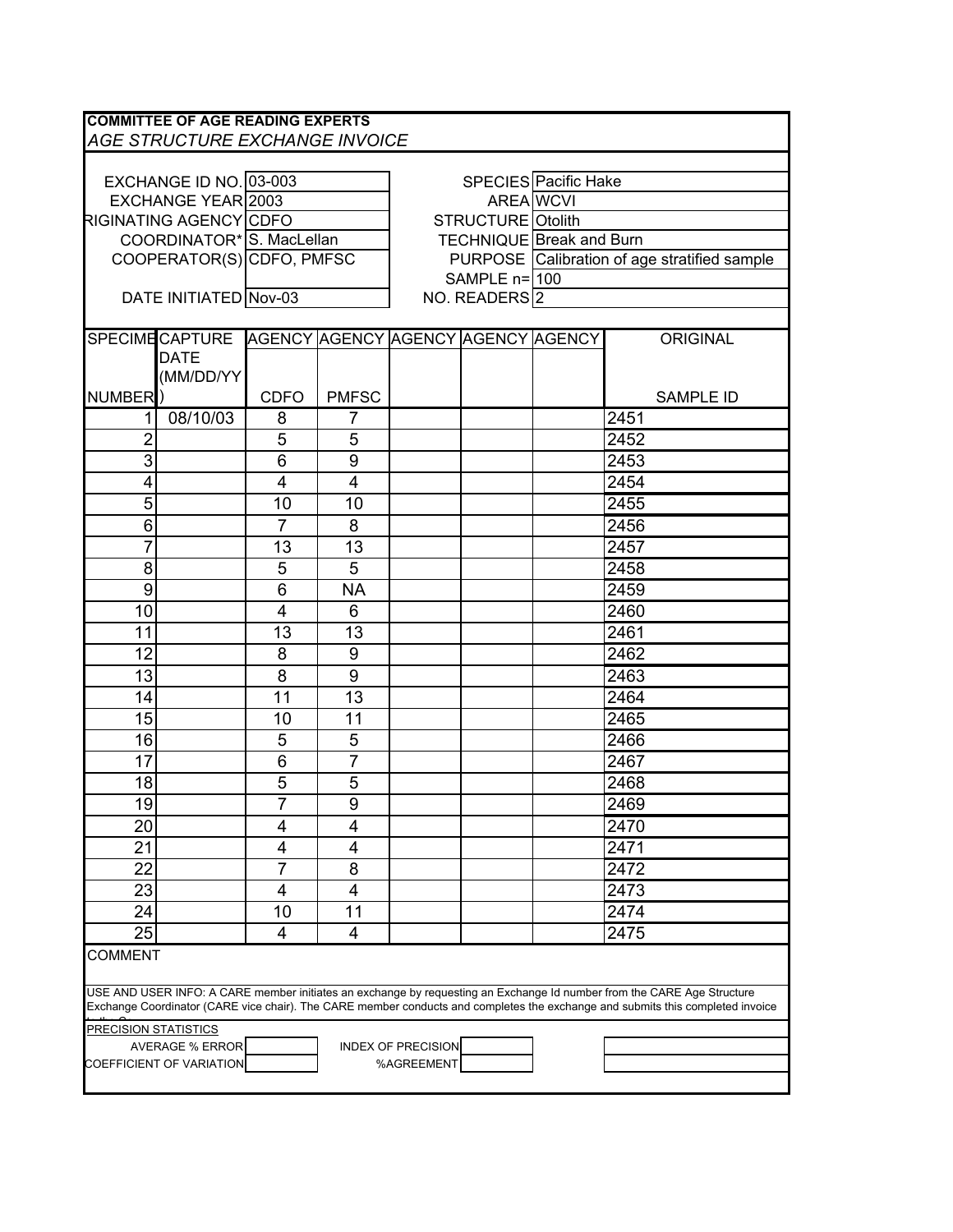**COMMITTEE OF AGE READING EXPERTS**

*AGE STRUCTURE EXCHANGE INVOICE*

| | | | |
|---|---|---|---|
| EXCHANGE ID NO. | 03-003 | SPECIES | Pacific Hake |
| EXCHANGE YEAR | 2003 | AREA | WCVI |
| ORIGINATING AGENCY | CDFO | STRUCTURE | Otolith |
| COORDINATOR* | S. MacLellan | TECHNIQUE | Break and Burn |
| COOPERATOR(S) | CDFO, PMFSC | PURPOSE | Calibration of age stratified sample |
| | | SAMPLE n= | 100 |
| DATE INITIATED | Nov-03 | NO. READERS | 2 |

| SPECIMEN NUMBER | CAPTURE DATE (MM/DD/YY) | AGENCY CDFO | AGENCY PMFSC | AGENCY | AGENCY | AGENCY | ORIGINAL SAMPLE ID |
|---|---|---|---|---|---|---|---|
| 1 | 08/10/03 | 8 | 7 | | | | 2451 |
| 2 | | 5 | 5 | | | | 2452 |
| 3 | | 6 | 9 | | | | 2453 |
| 4 | | 4 | 4 | | | | 2454 |
| 5 | | 10 | 10 | | | | 2455 |
| 6 | | 7 | 8 | | | | 2456 |
| 7 | | 13 | 13 | | | | 2457 |
| 8 | | 5 | 5 | | | | 2458 |
| 9 | | 6 | NA | | | | 2459 |
| 10 | | 4 | 6 | | | | 2460 |
| 11 | | 13 | 13 | | | | 2461 |
| 12 | | 8 | 9 | | | | 2462 |
| 13 | | 8 | 9 | | | | 2463 |
| 14 | | 11 | 13 | | | | 2464 |
| 15 | | 10 | 11 | | | | 2465 |
| 16 | | 5 | 5 | | | | 2466 |
| 17 | | 6 | 7 | | | | 2467 |
| 18 | | 5 | 5 | | | | 2468 |
| 19 | | 7 | 9 | | | | 2469 |
| 20 | | 4 | 4 | | | | 2470 |
| 21 | | 4 | 4 | | | | 2471 |
| 22 | | 7 | 8 | | | | 2472 |
| 23 | | 4 | 4 | | | | 2473 |
| 24 | | 10 | 11 | | | | 2474 |
| 25 | | 4 | 4 | | | | 2475 |

COMMENT

USE AND USER INFO: A CARE member initiates an exchange by requesting an Exchange Id number from the CARE Age Structure Exchange Coordinator (CARE vice chair). The CARE member conducts and completes the exchange and submits this completed invoice

PRECISION STATISTICS

| | | | |
|---|---|---|---|
| AVERAGE % ERROR | | INDEX OF PRECISION | |
| COEFFICIENT OF VARIATION | | %AGREEMENT | |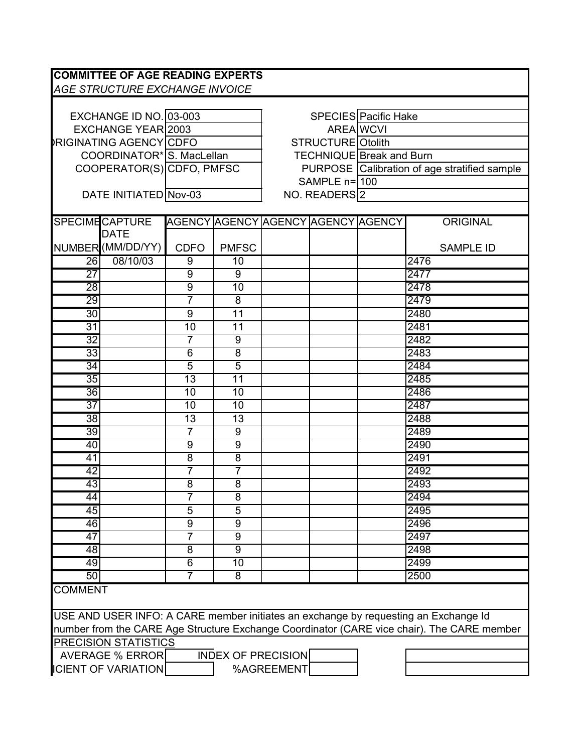**COMMITTEE OF AGE READING EXPERTS**

*AGE STRUCTURE EXCHANGE INVOICE*

| | | | |
|---|---|---|---|
| EXCHANGE ID NO. | 03-003 | SPECIES | Pacific Hake |
| EXCHANGE YEAR | 2003 | AREA | WCVI |
| ORIGINATING AGENCY | CDFO | STRUCTURE | Otolith |
| COORDINATOR* | S. MacLellan | TECHNIQUE | Break and Burn |
| COOPERATOR(S) | CDFO, PMFSC | PURPOSE | Calibration of age stratified sample |
| | | SAMPLE n= | 100 |
| DATE INITIATED | Nov-03 | NO. READERS | 2 |

| SPECIMEN NUMBER | CAPTURE DATE (MM/DD/YY) | AGENCY CDFO | AGENCY PMFSC | AGENCY | AGENCY | AGENCY | ORIGINAL SAMPLE ID |
|---|---|---|---|---|---|---|---|
| 26 | 08/10/03 | 9 | 10 | | | | 2476 |
| 27 | | 9 | 9 | | | | 2477 |
| 28 | | 9 | 10 | | | | 2478 |
| 29 | | 7 | 8 | | | | 2479 |
| 30 | | 9 | 11 | | | | 2480 |
| 31 | | 10 | 11 | | | | 2481 |
| 32 | | 7 | 9 | | | | 2482 |
| 33 | | 6 | 8 | | | | 2483 |
| 34 | | 5 | 5 | | | | 2484 |
| 35 | | 13 | 11 | | | | 2485 |
| 36 | | 10 | 10 | | | | 2486 |
| 37 | | 10 | 10 | | | | 2487 |
| 38 | | 13 | 13 | | | | 2488 |
| 39 | | 7 | 9 | | | | 2489 |
| 40 | | 9 | 9 | | | | 2490 |
| 41 | | 8 | 8 | | | | 2491 |
| 42 | | 7 | 7 | | | | 2492 |
| 43 | | 8 | 8 | | | | 2493 |
| 44 | | 7 | 8 | | | | 2494 |
| 45 | | 5 | 5 | | | | 2495 |
| 46 | | 9 | 9 | | | | 2496 |
| 47 | | 7 | 9 | | | | 2497 |
| 48 | | 8 | 9 | | | | 2498 |
| 49 | | 6 | 10 | | | | 2499 |
| 50 | | 7 | 8 | | | | 2500 |

COMMENT

USE AND USER INFO: A CARE member initiates an exchange by requesting an Exchange Id number from the CARE Age Structure Exchange Coordinator (CARE vice chair). The CARE member

PRECISION STATISTICS

| | | | |
|---|---|---|---|
| AVERAGE % ERROR | | INDEX OF PRECISION | |
| COEFFICIENT OF VARIATION | | %AGREEMENT | |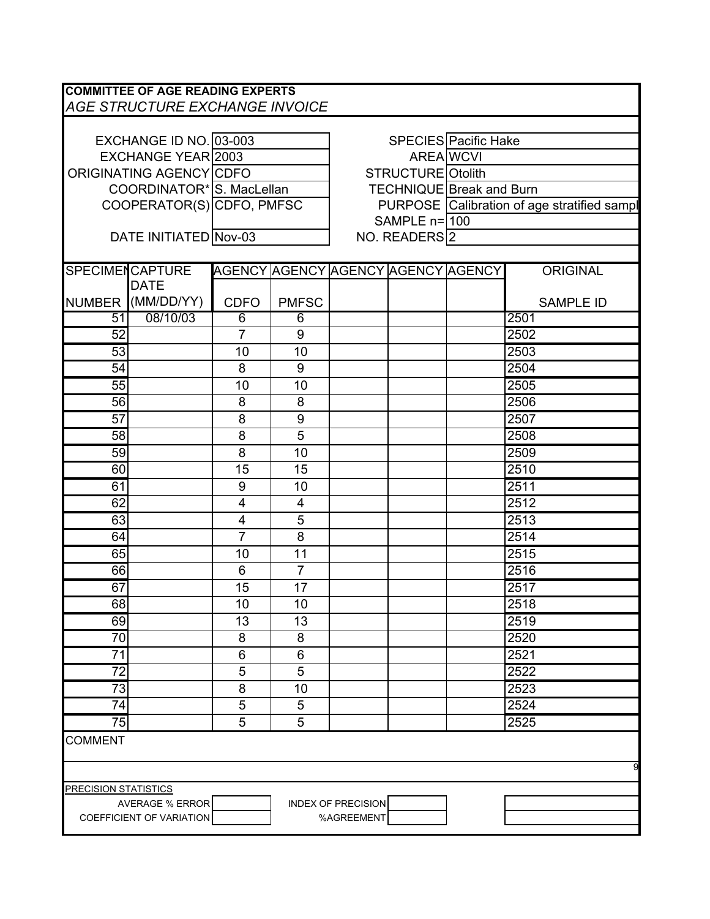**COMMITTEE OF AGE READING EXPERTS**

*AGE STRUCTURE EXCHANGE INVOICE*

| | | | |
|---|---|---|---|
| EXCHANGE ID NO. | 03-003 | SPECIES | Pacific Hake |
| EXCHANGE YEAR | 2003 | AREA | WCVI |
| ORIGINATING AGENCY | CDFO | STRUCTURE | Otolith |
| COORDINATOR* | S. MacLellan | TECHNIQUE | Break and Burn |
| COOPERATOR(S) | CDFO, PMFSC | PURPOSE | Calibration of age stratified sampl |
| | | SAMPLE n= | 100 |
| DATE INITIATED | Nov-03 | NO. READERS | 2 |

| SPECIMEN NUMBER | CAPTURE DATE (MM/DD/YY) | AGENCY CDFO | AGENCY PMFSC | AGENCY | AGENCY | AGENCY | ORIGINAL SAMPLE ID |
|---|---|---|---|---|---|---|---|
| 51 | 08/10/03 | 6 | 6 | | | | 2501 |
| 52 | | 7 | 9 | | | | 2502 |
| 53 | | 10 | 10 | | | | 2503 |
| 54 | | 8 | 9 | | | | 2504 |
| 55 | | 10 | 10 | | | | 2505 |
| 56 | | 8 | 8 | | | | 2506 |
| 57 | | 8 | 9 | | | | 2507 |
| 58 | | 8 | 5 | | | | 2508 |
| 59 | | 8 | 10 | | | | 2509 |
| 60 | | 15 | 15 | | | | 2510 |
| 61 | | 9 | 10 | | | | 2511 |
| 62 | | 4 | 4 | | | | 2512 |
| 63 | | 4 | 5 | | | | 2513 |
| 64 | | 7 | 8 | | | | 2514 |
| 65 | | 10 | 11 | | | | 2515 |
| 66 | | 6 | 7 | | | | 2516 |
| 67 | | 15 | 17 | | | | 2517 |
| 68 | | 10 | 10 | | | | 2518 |
| 69 | | 13 | 13 | | | | 2519 |
| 70 | | 8 | 8 | | | | 2520 |
| 71 | | 6 | 6 | | | | 2521 |
| 72 | | 5 | 5 | | | | 2522 |
| 73 | | 8 | 10 | | | | 2523 |
| 74 | | 5 | 5 | | | | 2524 |
| 75 | | 5 | 5 | | | | 2525 |

COMMENT

PRECISION STATISTICS

| | | | |
|---|---|---|---|
| AVERAGE % ERROR | | INDEX OF PRECISION | |
| COEFFICIENT OF VARIATION | | %AGREEMENT | |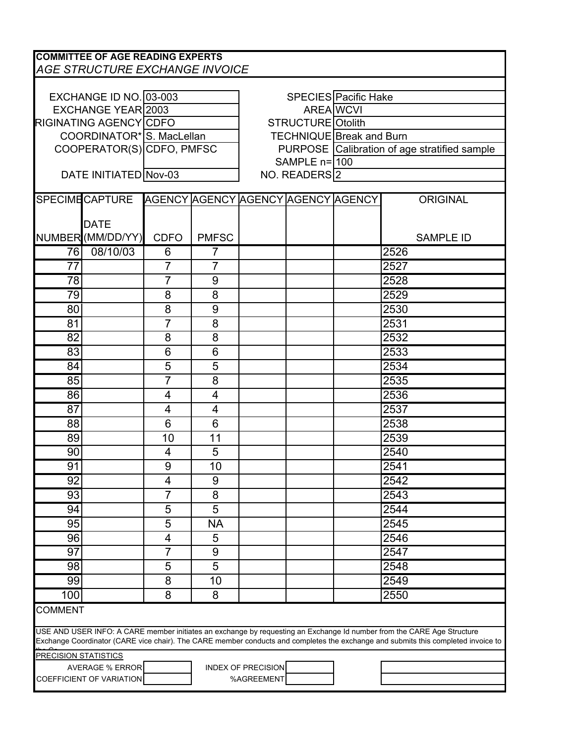**COMMITTEE OF AGE READING EXPERTS**

*AGE STRUCTURE EXCHANGE INVOICE*

| | | | |
|---|---|---|---|
| EXCHANGE ID NO. | 03-003 | SPECIES | Pacific Hake |
| EXCHANGE YEAR | 2003 | AREA | WCVI |
| RIGINATING AGENCY | CDFO | STRUCTURE | Otolith |
| COORDINATOR* | S. MacLellan | TECHNIQUE | Break and Burn |
| COOPERATOR(S) | CDFO, PMFSC | PURPOSE | Calibration of age stratified sample |
| | | SAMPLE n= | 100 |
| DATE INITIATED | Nov-03 | NO. READERS | 2 |

| SPECIME NUMBER | CAPTURE DATE (MM/DD/YY) | AGENCY CDFO | AGENCY PMFSC | AGENCY | AGENCY | AGENCY | ORIGINAL SAMPLE ID |
|---|---|---|---|---|---|---|---|
| 76 | 08/10/03 | 6 | 7 | | | | 2526 |
| 77 | | 7 | 7 | | | | 2527 |
| 78 | | 7 | 9 | | | | 2528 |
| 79 | | 8 | 8 | | | | 2529 |
| 80 | | 8 | 9 | | | | 2530 |
| 81 | | 7 | 8 | | | | 2531 |
| 82 | | 8 | 8 | | | | 2532 |
| 83 | | 6 | 6 | | | | 2533 |
| 84 | | 5 | 5 | | | | 2534 |
| 85 | | 7 | 8 | | | | 2535 |
| 86 | | 4 | 4 | | | | 2536 |
| 87 | | 4 | 4 | | | | 2537 |
| 88 | | 6 | 6 | | | | 2538 |
| 89 | | 10 | 11 | | | | 2539 |
| 90 | | 4 | 5 | | | | 2540 |
| 91 | | 9 | 10 | | | | 2541 |
| 92 | | 4 | 9 | | | | 2542 |
| 93 | | 7 | 8 | | | | 2543 |
| 94 | | 5 | 5 | | | | 2544 |
| 95 | | 5 | NA | | | | 2545 |
| 96 | | 4 | 5 | | | | 2546 |
| 97 | | 7 | 9 | | | | 2547 |
| 98 | | 5 | 5 | | | | 2548 |
| 99 | | 8 | 10 | | | | 2549 |
| 100 | | 8 | 8 | | | | 2550 |

COMMENT

USE AND USER INFO: A CARE member initiates an exchange by requesting an Exchange Id number from the CARE Age Structure Exchange Coordinator (CARE vice chair). The CARE member conducts and completes the exchange and submits this completed invoice to the Co

PRECISION STATISTICS

| | | | |
|---|---|---|---|
| AVERAGE % ERROR | | INDEX OF PRECISION | |
| COEFFICIENT OF VARIATION | | %AGREEMENT | |